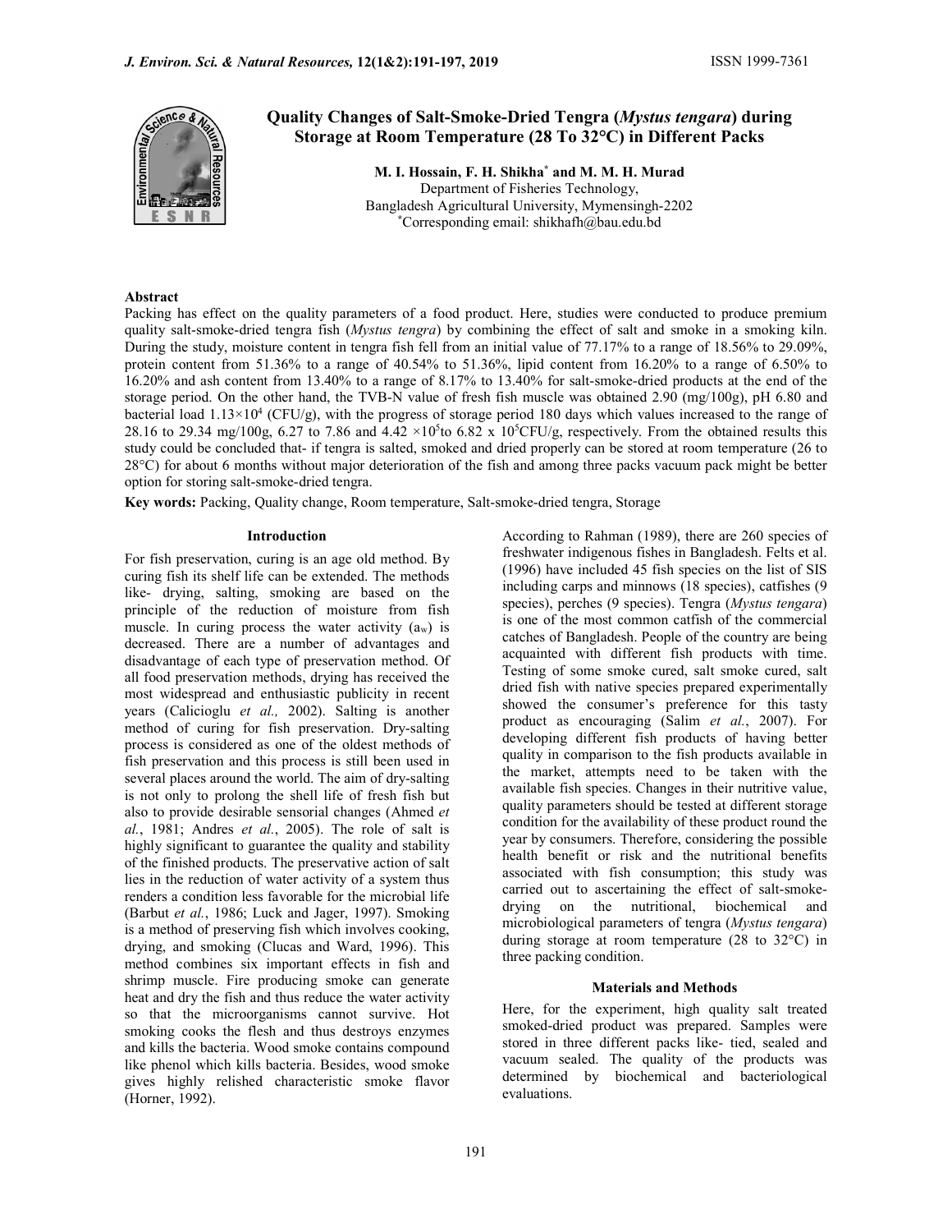# Quality Changes of Salt-Smoke-Dried Tengra (*Mystus tengara*) during Storage at Room Temperature (28 To 32°C) in Different Packs

**M. I. Hossain, F. H. Shikha*** **and M. M. H. Murad**

Department of Fisheries Technology,
Bangladesh Agricultural University, Mymensingh-2202
*Corresponding email: shikhafh@bau.edu.bd

## Abstract

Packing has effect on the quality parameters of a food product. Here, studies were conducted to produce premium quality salt-smoke-dried tengra fish (*Mystus tengra*) by combining the effect of salt and smoke in a smoking kiln. During the study, moisture content in tengra fish fell from an initial value of 77.17% to a range of 18.56% to 29.09%, protein content from 51.36% to a range of 40.54% to 51.36%, lipid content from 16.20% to a range of 6.50% to 16.20% and ash content from 13.40% to a range of 8.17% to 13.40% for salt-smoke-dried products at the end of the storage period. On the other hand, the TVB-N value of fresh fish muscle was obtained 2.90 (mg/100g), pH 6.80 and bacterial load $1.13\times10^4$ (CFU/g), with the progress of storage period 180 days which values increased to the range of 28.16 to 29.34 mg/100g, 6.27 to 7.86 and $4.42\times10^5$ to $6.82\times10^5$ CFU/g, respectively. From the obtained results this study could be concluded that- if tengra is salted, smoked and dried properly can be stored at room temperature (26 to 28°C) for about 6 months without major deterioration of the fish and among three packs vacuum pack might be better option for storing salt-smoke-dried tengra.

**Key words:** Packing, Quality change, Room temperature, Salt-smoke-dried tengra, Storage

## Introduction

For fish preservation, curing is an age old method. By curing fish its shelf life can be extended. The methods like- drying, salting, smoking are based on the principle of the reduction of moisture from fish muscle. In curing process the water activity ($a_w$) is decreased. There are a number of advantages and disadvantage of each type of preservation method. Of all food preservation methods, drying has received the most widespread and enthusiastic publicity in recent years (Calicioglu *et al.,* 2002). Salting is another method of curing for fish preservation. Dry-salting process is considered as one of the oldest methods of fish preservation and this process is still been used in several places around the world. The aim of dry-salting is not only to prolong the shell life of fresh fish but also to provide desirable sensorial changes (Ahmed *et al.*, 1981; Andres *et al.*, 2005). The role of salt is highly significant to guarantee the quality and stability of the finished products. The preservative action of salt lies in the reduction of water activity of a system thus renders a condition less favorable for the microbial life (Barbut *et al.*, 1986; Luck and Jager, 1997). Smoking is a method of preserving fish which involves cooking, drying, and smoking (Clucas and Ward, 1996). This method combines six important effects in fish and shrimp muscle. Fire producing smoke can generate heat and dry the fish and thus reduce the water activity so that the microorganisms cannot survive. Hot smoking cooks the flesh and thus destroys enzymes and kills the bacteria. Wood smoke contains compound like phenol which kills bacteria. Besides, wood smoke gives highly relished characteristic smoke flavor (Horner, 1992).

According to Rahman (1989), there are 260 species of freshwater indigenous fishes in Bangladesh. Felts et al. (1996) have included 45 fish species on the list of SIS including carps and minnows (18 species), catfishes (9 species), perches (9 species). Tengra (*Mystus tengara*) is one of the most common catfish of the commercial catches of Bangladesh. People of the country are being acquainted with different fish products with time. Testing of some smoke cured, salt smoke cured, salt dried fish with native species prepared experimentally showed the consumer's preference for this tasty product as encouraging (Salim *et al.*, 2007). For developing different fish products of having better quality in comparison to the fish products available in the market, attempts need to be taken with the available fish species. Changes in their nutritive value, quality parameters should be tested at different storage condition for the availability of these product round the year by consumers. Therefore, considering the possible health benefit or risk and the nutritional benefits associated with fish consumption; this study was carried out to ascertaining the effect of salt-smoke-drying on the nutritional, biochemical and microbiological parameters of tengra (*Mystus tengara*) during storage at room temperature (28 to 32°C) in three packing condition.

## Materials and Methods

Here, for the experiment, high quality salt treated smoked-dried product was prepared. Samples were stored in three different packs like- tied, sealed and vacuum sealed. The quality of the products was determined by biochemical and bacteriological evaluations.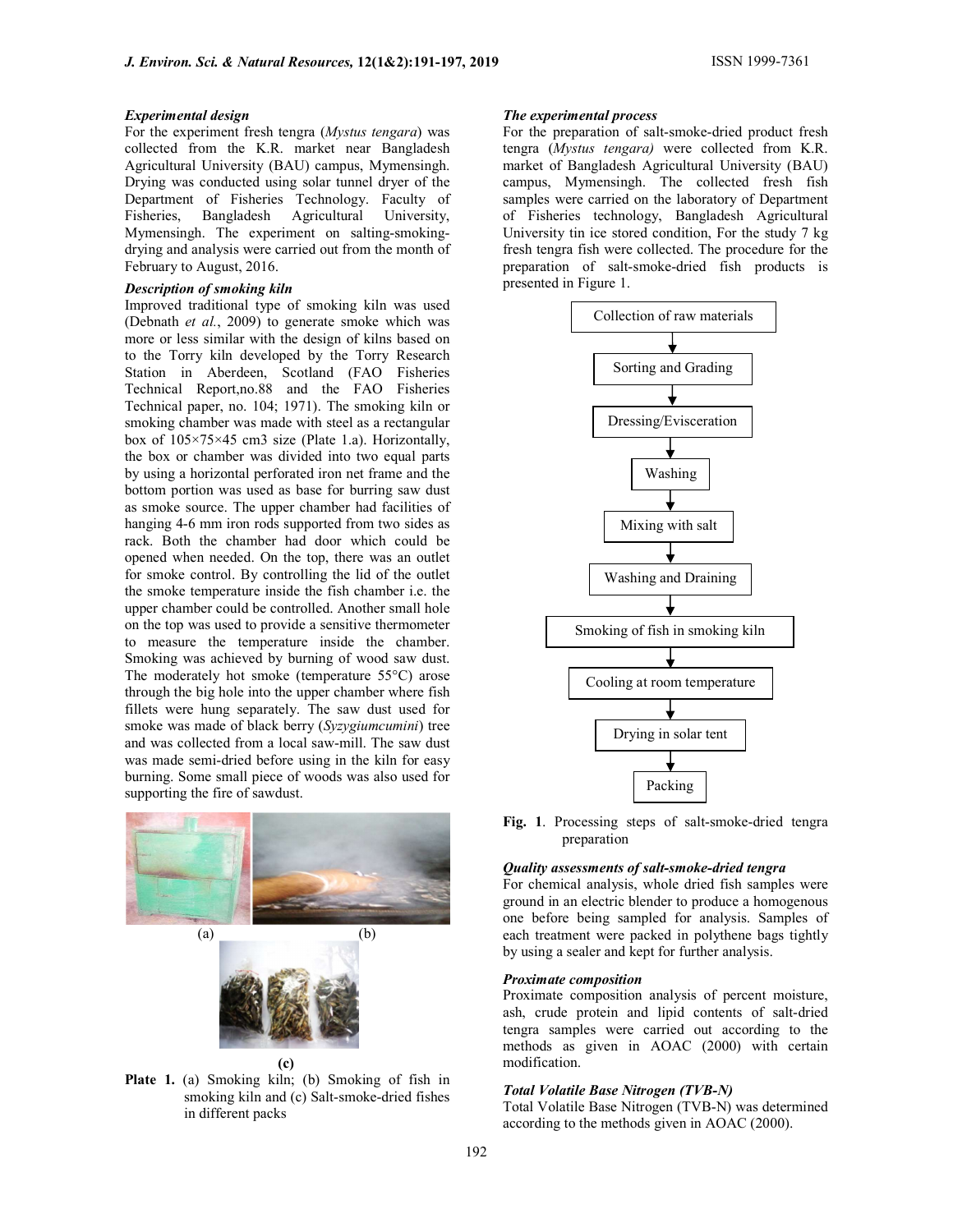### *Experimental design*

For the experiment fresh tengra (*Mystus tengara*) was collected from the K.R. market near Bangladesh Agricultural University (BAU) campus, Mymensingh. Drying was conducted using solar tunnel dryer of the Department of Fisheries Technology. Faculty of Fisheries, Bangladesh Agricultural University, Mymensingh. The experiment on salting-smoking-drying and analysis were carried out from the month of February to August, 2016.

### *Description of smoking kiln*

Improved traditional type of smoking kiln was used (Debnath *et al.*, 2009) to generate smoke which was more or less similar with the design of kilns based on to the Torry kiln developed by the Torry Research Station in Aberdeen, Scotland (FAO Fisheries Technical Report,no.88 and the FAO Fisheries Technical paper, no. 104; 1971). The smoking kiln or smoking chamber was made with steel as a rectangular box of 105×75×45 cm3 size (Plate 1.a). Horizontally, the box or chamber was divided into two equal parts by using a horizontal perforated iron net frame and the bottom portion was used as base for burring saw dust as smoke source. The upper chamber had facilities of hanging 4-6 mm iron rods supported from two sides as rack. Both the chamber had door which could be opened when needed. On the top, there was an outlet for smoke control. By controlling the lid of the outlet the smoke temperature inside the fish chamber i.e. the upper chamber could be controlled. Another small hole on the top was used to provide a sensitive thermometer to measure the temperature inside the chamber. Smoking was achieved by burning of wood saw dust. The moderately hot smoke (temperature 55°C) arose through the big hole into the upper chamber where fish fillets were hung separately. The saw dust used for smoke was made of black berry (*Syzygiumcumini*) tree and was collected from a local saw-mill. The saw dust was made semi-dried before using in the kiln for easy burning. Some small piece of woods was also used for supporting the fire of sawdust.

(a) (b)

(c)

**Plate 1.** (a) Smoking kiln; (b) Smoking of fish in smoking kiln and (c) Salt-smoke-dried fishes in different packs

### *The experimental process*

For the preparation of salt-smoke-dried product fresh tengra (*Mystus tengara)* were collected from K.R. market of Bangladesh Agricultural University (BAU) campus, Mymensingh. The collected fresh fish samples were carried on the laboratory of Department of Fisheries technology, Bangladesh Agricultural University tin ice stored condition, For the study 7 kg fresh tengra fish were collected. The procedure for the preparation of salt-smoke-dried fish products is presented in Figure 1.

Collection of raw materials
↓
Sorting and Grading
↓
Dressing/Evisceration
↓
Washing
↓
Mixing with salt
↓
Washing and Draining
↓
Smoking of fish in smoking kiln
↓
Cooling at room temperature
↓
Drying in solar tent
↓
Packing

**Fig. 1**. Processing steps of salt-smoke-dried tengra preparation

### *Quality assessments of salt-smoke-dried tengra*

For chemical analysis, whole dried fish samples were ground in an electric blender to produce a homogenous one before being sampled for analysis. Samples of each treatment were packed in polythene bags tightly by using a sealer and kept for further analysis.

### *Proximate composition*

Proximate composition analysis of percent moisture, ash, crude protein and lipid contents of salt-dried tengra samples were carried out according to the methods as given in AOAC (2000) with certain modification.

### *Total Volatile Base Nitrogen (TVB-N)*

Total Volatile Base Nitrogen (TVB-N) was determined according to the methods given in AOAC (2000).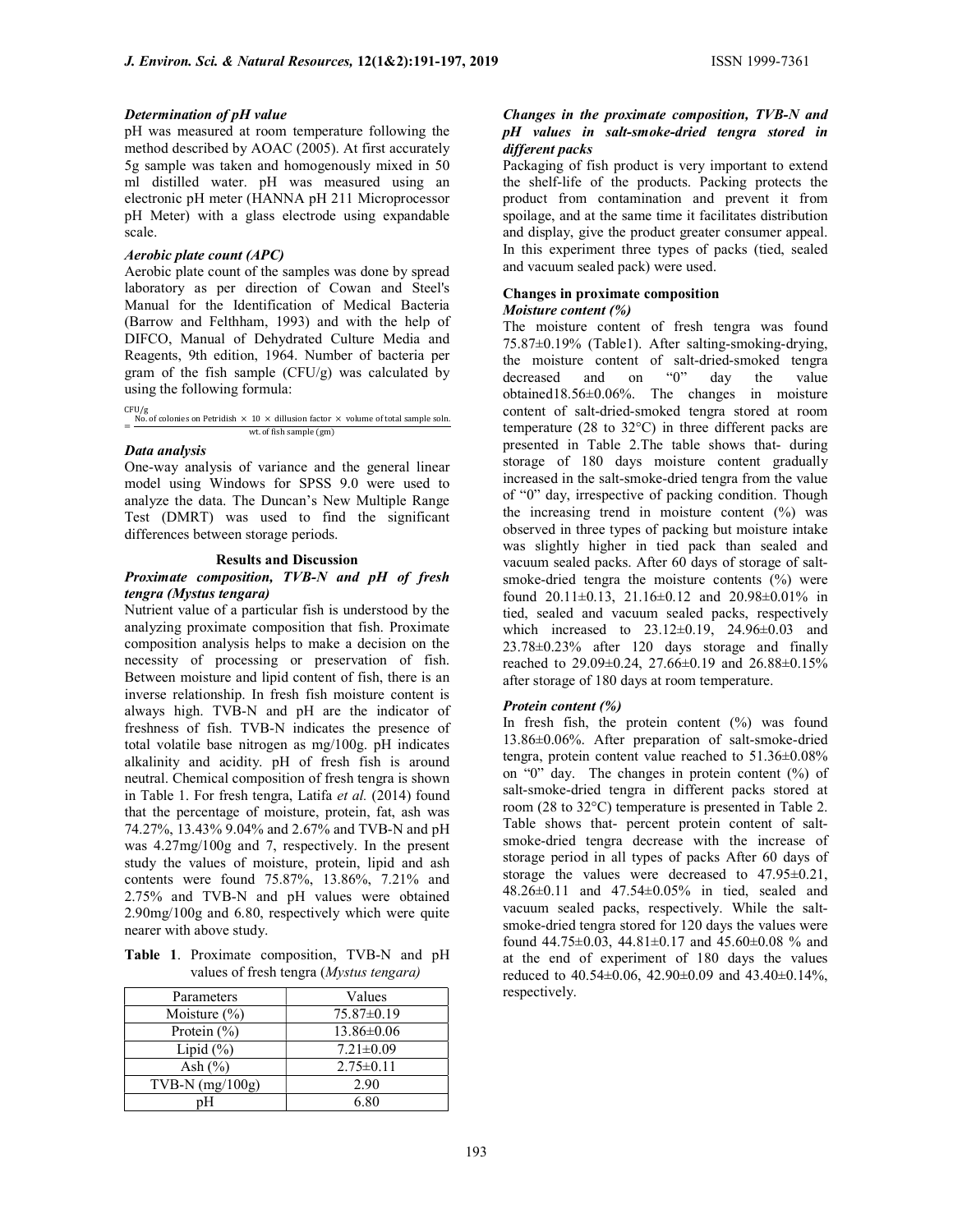### *Determination of pH value*

pH was measured at room temperature following the method described by AOAC (2005). At first accurately 5g sample was taken and homogenously mixed in 50 ml distilled water. pH was measured using an electronic pH meter (HANNA pH 211 Microprocessor pH Meter) with a glass electrode using expandable scale.

### *Aerobic plate count (APC)*

Aerobic plate count of the samples was done by spread laboratory as per direction of Cowan and Steel's Manual for the Identification of Medical Bacteria (Barrow and Felthham, 1993) and with the help of DIFCO, Manual of Dehydrated Culture Media and Reagents, 9th edition, 1964. Number of bacteria per gram of the fish sample (CFU/g) was calculated by using the following formula:

$$\text{CFU/g} = \frac{\text{No. of colonies on Petridish} \times 10 \times \text{dillusion factor} \times \text{volume of total sample soln.}}{\text{wt. of fish sample (gm)}}$$

### *Data analysis*

One-way analysis of variance and the general linear model using Windows for SPSS 9.0 were used to analyze the data. The Duncan's New Multiple Range Test (DMRT) was used to find the significant differences between storage periods.

## Results and Discussion

### *Proximate composition, TVB-N and pH of fresh tengra (Mystus tengara)*

Nutrient value of a particular fish is understood by the analyzing proximate composition that fish. Proximate composition analysis helps to make a decision on the necessity of processing or preservation of fish. Between moisture and lipid content of fish, there is an inverse relationship. In fresh fish moisture content is always high. TVB-N and pH are the indicator of freshness of fish. TVB-N indicates the presence of total volatile base nitrogen as mg/100g. pH indicates alkalinity and acidity. pH of fresh fish is around neutral. Chemical composition of fresh tengra is shown in Table 1. For fresh tengra, Latifa *et al.* (2014) found that the percentage of moisture, protein, fat, ash was 74.27%, 13.43% 9.04% and 2.67% and TVB-N and pH was 4.27mg/100g and 7, respectively. In the present study the values of moisture, protein, lipid and ash contents were found 75.87%, 13.86%, 7.21% and 2.75% and TVB-N and pH values were obtained 2.90mg/100g and 6.80, respectively which were quite nearer with above study.

**Table 1**. Proximate composition, TVB-N and pH values of fresh tengra (*Mystus tengara)*

| Parameters | Values |
|---|---|
| Moisture (%) | 75.87±0.19 |
| Protein (%) | 13.86±0.06 |
| Lipid (%) | 7.21±0.09 |
| Ash (%) | 2.75±0.11 |
| TVB-N (mg/100g) | 2.90 |
| pH | 6.80 |

### *Changes in the proximate composition, TVB-N and pH values in salt-smoke-dried tengra stored in different packs*

Packaging of fish product is very important to extend the shelf-life of the products. Packing protects the product from contamination and prevent it from spoilage, and at the same time it facilitates distribution and display, give the product greater consumer appeal. In this experiment three types of packs (tied, sealed and vacuum sealed pack) were used.

### Changes in proximate composition

#### *Moisture content (%)*

The moisture content of fresh tengra was found 75.87±0.19% (Table1). After salting-smoking-drying, the moisture content of salt-dried-smoked tengra decreased and on "0" day the value obtained18.56±0.06%. The changes in moisture content of salt-dried-smoked tengra stored at room temperature (28 to 32°C) in three different packs are presented in Table 2.The table shows that- during storage of 180 days moisture content gradually increased in the salt-smoke-dried tengra from the value of "0" day, irrespective of packing condition. Though the increasing trend in moisture content (%) was observed in three types of packing but moisture intake was slightly higher in tied pack than sealed and vacuum sealed packs. After 60 days of storage of salt-smoke-dried tengra the moisture contents (%) were found 20.11±0.13, 21.16±0.12 and 20.98±0.01% in tied, sealed and vacuum sealed packs, respectively which increased to 23.12±0.19, 24.96±0.03 and 23.78±0.23% after 120 days storage and finally reached to 29.09±0.24, 27.66±0.19 and 26.88±0.15% after storage of 180 days at room temperature.

#### *Protein content (%)*

In fresh fish, the protein content (%) was found 13.86±0.06%. After preparation of salt-smoke-dried tengra, protein content value reached to 51.36±0.08% on "0" day. The changes in protein content (%) of salt-smoke-dried tengra in different packs stored at room (28 to 32°C) temperature is presented in Table 2. Table shows that- percent protein content of salt-smoke-dried tengra decrease with the increase of storage period in all types of packs After 60 days of storage the values were decreased to 47.95±0.21, 48.26±0.11 and 47.54±0.05% in tied, sealed and vacuum sealed packs, respectively. While the salt-smoke-dried tengra stored for 120 days the values were found 44.75±0.03, 44.81±0.17 and 45.60±0.08 % and at the end of experiment of 180 days the values reduced to 40.54±0.06, 42.90±0.09 and 43.40±0.14%, respectively.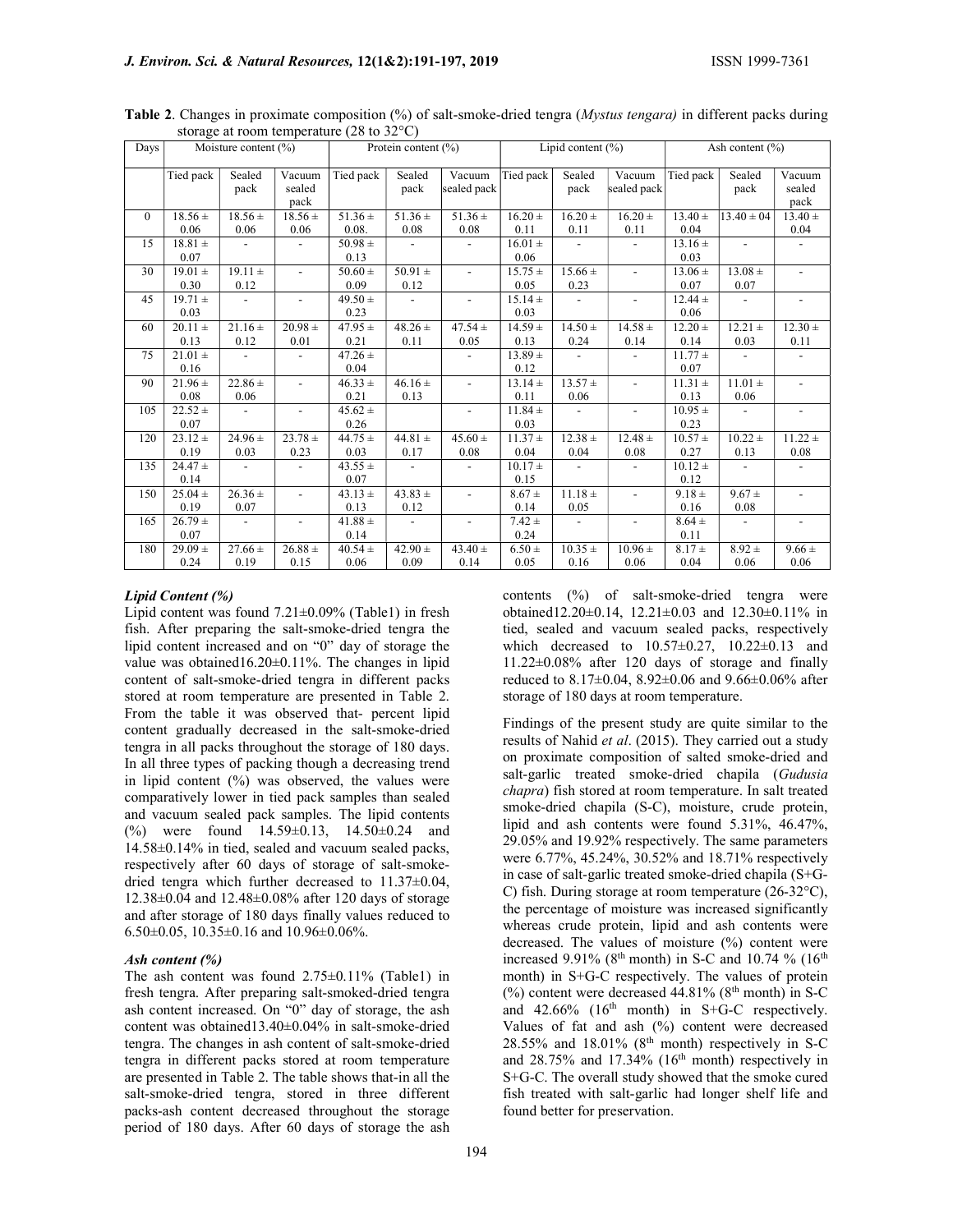**Table 2**. Changes in proximate composition (%) of salt-smoke-dried tengra (*Mystus tengara*) in different packs during storage at room temperature (28 to 32°C)

| Days | Moisture content (%) | | | Protein content (%) | | | Lipid content (%) | | | Ash content (%) | | |
|---|---|---|---|---|---|---|---|---|---|---|---|---|
| | Tied pack | Sealed pack | Vacuum sealed pack | Tied pack | Sealed pack | Vacuum sealed pack | Tied pack | Sealed pack | Vacuum sealed pack | Tied pack | Sealed pack | Vacuum sealed pack |
| 0 | 18.56 ± 0.06 | 18.56 ± 0.06 | 18.56 ± 0.06 | 51.36 ± 0.08. | 51.36 ± 0.08 | 51.36 ± 0.08 | 16.20 ± 0.11 | 16.20 ± 0.11 | 16.20 ± 0.11 | 13.40 ± 0.04 | 13.40 ± 04 | 13.40 ± 0.04 |
| 15 | 18.81 ± 0.07 | - | - | 50.98 ± 0.13 | - | - | 16.01 ± 0.06 | - | - | 13.16 ± 0.03 | - | - |
| 30 | 19.01 ± 0.30 | 19.11 ± 0.12 | - | 50.60 ± 0.09 | 50.91 ± 0.12 | - | 15.75 ± 0.05 | 15.66 ± 0.23 | - | 13.06 ± 0.07 | 13.08 ± 0.07 | - |
| 45 | 19.71 ± 0.03 | - | - | 49.50 ± 0.23 | - | - | 15.14 ± 0.03 | - | - | 12.44 ± 0.06 | - | - |
| 60 | 20.11 ± 0.13 | 21.16 ± 0.12 | 20.98 ± 0.01 | 47.95 ± 0.21 | 48.26 ± 0.11 | 47.54 ± 0.05 | 14.59 ± 0.13 | 14.50 ± 0.24 | 14.58 ± 0.14 | 12.20 ± 0.14 | 12.21 ± 0.03 | 12.30 ± 0.11 |
| 75 | 21.01 ± 0.16 | - | - | 47.26 ± 0.04 | | - | 13.89 ± 0.12 | - | - | 11.77 ± 0.07 | - | - |
| 90 | 21.96 ± 0.08 | 22.86 ± 0.06 | - | 46.33 ± 0.21 | 46.16 ± 0.13 | - | 13.14 ± 0.11 | 13.57 ± 0.06 | - | 11.31 ± 0.13 | 11.01 ± 0.06 | - |
| 105 | 22.52 ± 0.07 | - | - | 45.62 ± 0.26 | | - | 11.84 ± 0.03 | - | - | 10.95 ± 0.23 | - | - |
| 120 | 23.12 ± 0.19 | 24.96 ± 0.03 | 23.78 ± 0.23 | 44.75 ± 0.03 | 44.81 ± 0.17 | 45.60 ± 0.08 | 11.37 ± 0.04 | 12.38 ± 0.04 | 12.48 ± 0.08 | 10.57 ± 0.27 | 10.22 ± 0.13 | 11.22 ± 0.08 |
| 135 | 24.47 ± 0.14 | - | - | 43.55 ± 0.07 | - | - | 10.17 ± 0.15 | - | - | 10.12 ± 0.12 | - | - |
| 150 | 25.04 ± 0.19 | 26.36 ± 0.07 | - | 43.13 ± 0.13 | 43.83 ± 0.12 | - | 8.67 ± 0.14 | 11.18 ± 0.05 | - | 9.18 ± 0.16 | 9.67 ± 0.08 | - |
| 165 | 26.79 ± 0.07 | - | - | 41.88 ± 0.14 | - | - | 7.42 ± 0.24 | - | - | 8.64 ± 0.11 | - | - |
| 180 | 29.09 ± 0.24 | 27.66 ± 0.19 | 26.88 ± 0.15 | 40.54 ± 0.06 | 42.90 ± 0.09 | 43.40 ± 0.14 | 6.50 ± 0.05 | 10.35 ± 0.16 | 10.96 ± 0.06 | 8.17 ± 0.04 | 8.92 ± 0.06 | 9.66 ± 0.06 |

### *Lipid Content (%)*

Lipid content was found 7.21±0.09% (Table1) in fresh fish. After preparing the salt-smoke-dried tengra the lipid content increased and on "0" day of storage the value was obtained16.20±0.11%. The changes in lipid content of salt-smoke-dried tengra in different packs stored at room temperature are presented in Table 2. From the table it was observed that- percent lipid content gradually decreased in the salt-smoke-dried tengra in all packs throughout the storage of 180 days. In all three types of packing though a decreasing trend in lipid content (%) was observed, the values were comparatively lower in tied pack samples than sealed and vacuum sealed pack samples. The lipid contents (%) were found 14.59±0.13, 14.50±0.24 and 14.58±0.14% in tied, sealed and vacuum sealed packs, respectively after 60 days of storage of salt-smoke-dried tengra which further decreased to 11.37±0.04, 12.38±0.04 and 12.48±0.08% after 120 days of storage and after storage of 180 days finally values reduced to 6.50±0.05, 10.35±0.16 and 10.96±0.06%.

### *Ash content (%)*

The ash content was found 2.75±0.11% (Table1) in fresh tengra. After preparing salt-smoked-dried tengra ash content increased. On "0" day of storage, the ash content was obtained13.40±0.04% in salt-smoke-dried tengra. The changes in ash content of salt-smoke-dried tengra in different packs stored at room temperature are presented in Table 2. The table shows that-in all the salt-smoke-dried tengra, stored in three different packs-ash content decreased throughout the storage period of 180 days. After 60 days of storage the ash contents (%) of salt-smoke-dried tengra were obtained12.20±0.14, 12.21±0.03 and 12.30±0.11% in tied, sealed and vacuum sealed packs, respectively which decreased to 10.57±0.27, 10.22±0.13 and 11.22±0.08% after 120 days of storage and finally reduced to 8.17±0.04, 8.92±0.06 and 9.66±0.06% after storage of 180 days at room temperature.

Findings of the present study are quite similar to the results of Nahid *et al*. (2015). They carried out a study on proximate composition of salted smoke-dried and salt-garlic treated smoke-dried chapila (*Gudusia chapra*) fish stored at room temperature. In salt treated smoke-dried chapila (S-C), moisture, crude protein, lipid and ash contents were found 5.31%, 46.47%, 29.05% and 19.92% respectively. The same parameters were 6.77%, 45.24%, 30.52% and 18.71% respectively in case of salt-garlic treated smoke-dried chapila (S+G-C) fish. During storage at room temperature (26-32°C), the percentage of moisture was increased significantly whereas crude protein, lipid and ash contents were decreased. The values of moisture (%) content were increased 9.91% (8th month) in S-C and 10.74 % (16th month) in S+G-C respectively. The values of protein (%) content were decreased 44.81% (8th month) in S-C and 42.66% (16th month) in S+G-C respectively. Values of fat and ash (%) content were decreased 28.55% and 18.01% (8th month) respectively in S-C and 28.75% and 17.34% (16th month) respectively in S+G-C. The overall study showed that the smoke cured fish treated with salt-garlic had longer shelf life and found better for preservation.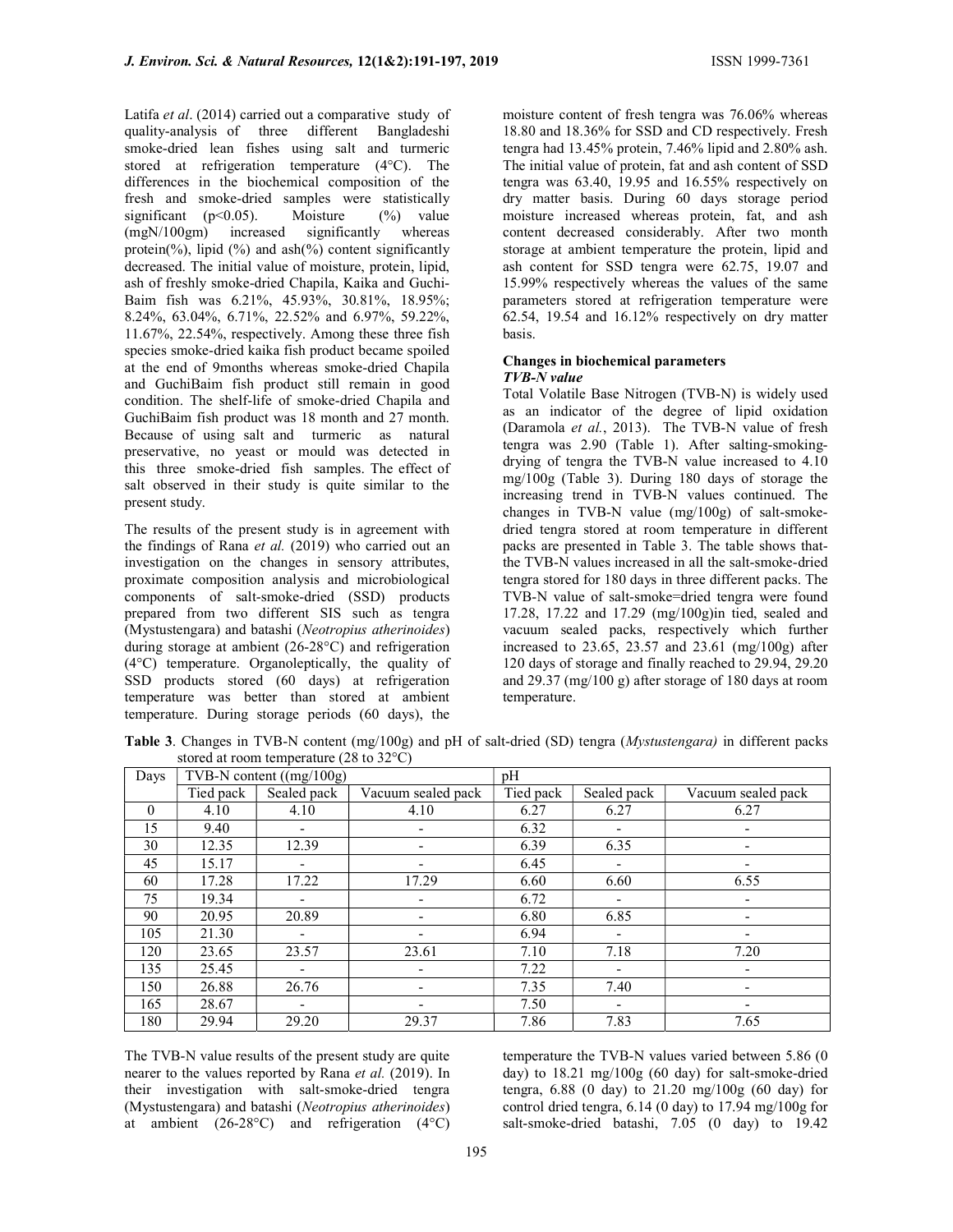Latifa *et al*. (2014) carried out a comparative study of quality-analysis of three different Bangladeshi smoke-dried lean fishes using salt and turmeric stored at refrigeration temperature (4°C). The differences in the biochemical composition of the fresh and smoke-dried samples were statistically significant ($p<0.05$). Moisture (%) value (mgN/100gm) increased significantly whereas protein(%), lipid (%) and ash(%) content significantly decreased. The initial value of moisture, protein, lipid, ash of freshly smoke-dried Chapila, Kaika and Guchi-Baim fish was 6.21%, 45.93%, 30.81%, 18.95%; 8.24%, 63.04%, 6.71%, 22.52% and 6.97%, 59.22%, 11.67%, 22.54%, respectively. Among these three fish species smoke-dried kaika fish product became spoiled at the end of 9months whereas smoke-dried Chapila and GuchiBaim fish product still remain in good condition. The shelf-life of smoke-dried Chapila and GuchiBaim fish product was 18 month and 27 month. Because of using salt and turmeric as natural preservative, no yeast or mould was detected in this three smoke-dried fish samples. The effect of salt observed in their study is quite similar to the present study.

The results of the present study is in agreement with the findings of Rana *et al.* (2019) who carried out an investigation on the changes in sensory attributes, proximate composition analysis and microbiological components of salt-smoke-dried (SSD) products prepared from two different SIS such as tengra (Mystustengara) and batashi (*Neotropius atherinoides*) during storage at ambient (26-28°C) and refrigeration (4°C) temperature. Organoleptically, the quality of SSD products stored (60 days) at refrigeration temperature was better than stored at ambient temperature. During storage periods (60 days), the moisture content of fresh tengra was 76.06% whereas 18.80 and 18.36% for SSD and CD respectively. Fresh tengra had 13.45% protein, 7.46% lipid and 2.80% ash. The initial value of protein, fat and ash content of SSD tengra was 63.40, 19.95 and 16.55% respectively on dry matter basis. During 60 days storage period moisture increased whereas protein, fat, and ash content decreased considerably. After two month storage at ambient temperature the protein, lipid and ash content for SSD tengra were 62.75, 19.07 and 15.99% respectively whereas the values of the same parameters stored at refrigeration temperature were 62.54, 19.54 and 16.12% respectively on dry matter basis.

### Changes in biochemical parameters

***TVB-N value***

Total Volatile Base Nitrogen (TVB-N) is widely used as an indicator of the degree of lipid oxidation (Daramola *et al.*, 2013). The TVB-N value of fresh tengra was 2.90 (Table 1). After salting-smoking-drying of tengra the TVB-N value increased to 4.10 mg/100g (Table 3). During 180 days of storage the increasing trend in TVB-N values continued. The changes in TVB-N value (mg/100g) of salt-smoke-dried tengra stored at room temperature in different packs are presented in Table 3. The table shows that-the TVB-N values increased in all the salt-smoke-dried tengra stored for 180 days in three different packs. The TVB-N value of salt-smoke=dried tengra were found 17.28, 17.22 and 17.29 (mg/100g)in tied, sealed and vacuum sealed packs, respectively which further increased to 23.65, 23.57 and 23.61 (mg/100g) after 120 days of storage and finally reached to 29.94, 29.20 and 29.37 (mg/100 g) after storage of 180 days at room temperature.

**Table 3**. Changes in TVB-N content (mg/100g) and pH of salt-dried (SD) tengra (*Mystustengara)* in different packs stored at room temperature (28 to 32°C)

| Days | TVB-N content ((mg/100g) | | | pH | | |
|---|---|---|---|---|---|---|
| | Tied pack | Sealed pack | Vacuum sealed pack | Tied pack | Sealed pack | Vacuum sealed pack |
| 0 | 4.10 | 4.10 | 4.10 | 6.27 | 6.27 | 6.27 |
| 15 | 9.40 | - | - | 6.32 | - | - |
| 30 | 12.35 | 12.39 | - | 6.39 | 6.35 | - |
| 45 | 15.17 | - | - | 6.45 | - | - |
| 60 | 17.28 | 17.22 | 17.29 | 6.60 | 6.60 | 6.55 |
| 75 | 19.34 | - | - | 6.72 | - | - |
| 90 | 20.95 | 20.89 | - | 6.80 | 6.85 | - |
| 105 | 21.30 | - | - | 6.94 | - | - |
| 120 | 23.65 | 23.57 | 23.61 | 7.10 | 7.18 | 7.20 |
| 135 | 25.45 | - | - | 7.22 | - | - |
| 150 | 26.88 | 26.76 | - | 7.35 | 7.40 | - |
| 165 | 28.67 | - | - | 7.50 | - | - |
| 180 | 29.94 | 29.20 | 29.37 | 7.86 | 7.83 | 7.65 |

The TVB-N value results of the present study are quite nearer to the values reported by Rana *et al.* (2019). In their investigation with salt-smoke-dried tengra (Mystustengara) and batashi (*Neotropius atherinoides*) at ambient (26-28°C) and refrigeration (4°C) temperature the TVB-N values varied between 5.86 (0 day) to 18.21 mg/100g (60 day) for salt-smoke-dried tengra, 6.88 (0 day) to 21.20 mg/100g (60 day) for control dried tengra, 6.14 (0 day) to 17.94 mg/100g for salt-smoke-dried batashi, 7.05 (0 day) to 19.42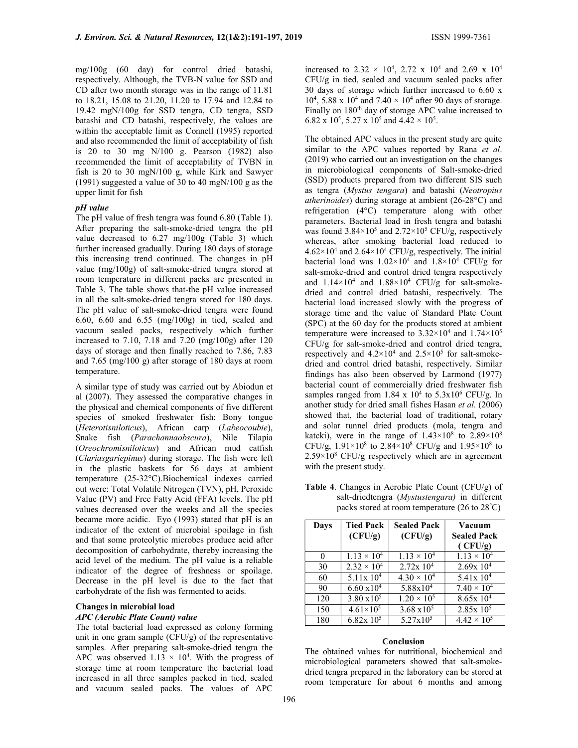mg/100g (60 day) for control dried batashi, respectively. Although, the TVB-N value for SSD and CD after two month storage was in the range of 11.81 to 18.21, 15.08 to 21.20, 11.20 to 17.94 and 12.84 to 19.42 mgN/100g for SSD tengra, CD tengra, SSD batashi and CD batashi, respectively, the values are within the acceptable limit as Connell (1995) reported and also recommended the limit of acceptability of fish is 20 to 30 mg N/100 g. Pearson (1982) also recommended the limit of acceptability of TVBN in fish is 20 to 30 mgN/100 g, while Kirk and Sawyer (1991) suggested a value of 30 to 40 mgN/100 g as the upper limit for fish

### *pH value*

The pH value of fresh tengra was found 6.80 (Table 1). After preparing the salt-smoke-dried tengra the pH value decreased to 6.27 mg/100g (Table 3) which further increased gradually. During 180 days of storage this increasing trend continued. The changes in pH value (mg/100g) of salt-smoke-dried tengra stored at room temperature in different packs are presented in Table 3. The table shows that-the pH value increased in all the salt-smoke-dried tengra stored for 180 days. The pH value of salt-smoke-dried tengra were found 6.60, 6.60 and 6.55 (mg/100g) in tied, sealed and vacuum sealed packs, respectively which further increased to 7.10, 7.18 and 7.20 (mg/100g) after 120 days of storage and then finally reached to 7.86, 7.83 and 7.65 (mg/100 g) after storage of 180 days at room temperature.

A similar type of study was carried out by Abiodun et al (2007). They assessed the comparative changes in the physical and chemical components of five different species of smoked freshwater fish: Bony tongue (*Heterotisniloticus*), African carp (*Labeocoubie*), Snake fish (*Parachannaobscura*), Nile Tilapia (*Oreochromisniloticus*) and African mud catfish (*Clariasgariepinus*) during storage. The fish were left in the plastic baskets for 56 days at ambient temperature (25-32°C).Biochemical indexes carried out were: Total Volatile Nitrogen (TVN), pH, Peroxide Value (PV) and Free Fatty Acid (FFA) levels. The pH values decreased over the weeks and all the species became more acidic. Eyo (1993) stated that pH is an indicator of the extent of microbial spoilage in fish and that some proteolytic microbes produce acid after decomposition of carbohydrate, thereby increasing the acid level of the medium. The pH value is a reliable indicator of the degree of freshness or spoilage. Decrease in the pH level is due to the fact that carbohydrate of the fish was fermented to acids.

### Changes in microbial load

#### *APC (Aerobic Plate Count) value*

The total bacterial load expressed as colony forming unit in one gram sample (CFU/g) of the representative samples. After preparing salt-smoke-dried tengra the APC was observed $1.13 \times 10^4$. With the progress of storage time at room temperature the bacterial load increased in all three samples packed in tied, sealed and vacuum sealed packs. The values of APC increased to $2.32 \times 10^4$, $2.72 \times 10^4$ and $2.69 \times 10^4$ CFU/g in tied, sealed and vacuum sealed packs after 30 days of storage which further increased to $6.60 \times 10^4$, $5.88 \times 10^4$ and $7.40 \times 10^4$ after 90 days of storage. Finally on 180th day of storage APC value increased to $6.82 \times 10^5$, $5.27 \times 10^5$ and $4.42 \times 10^5$.

The obtained APC values in the present study are quite similar to the APC values reported by Rana *et al*. (2019) who carried out an investigation on the changes in microbiological components of Salt-smoke-dried (SSD) products prepared from two different SIS such as tengra (*Mystus tengara*) and batashi (*Neotropius atherinoides*) during storage at ambient (26-28°C) and refrigeration (4°C) temperature along with other parameters. Bacterial load in fresh tengra and batashi was found $3.84\times10^5$ and $2.72\times10^5$ CFU/g, respectively whereas, after smoking bacterial load reduced to $4.62\times10^4$ and $2.64\times10^4$ CFU/g, respectively. The initial bacterial load was $1.02\times10^4$ and $1.8\times10^4$ CFU/g for salt-smoke-dried and control dried tengra respectively and $1.14\times10^4$ and $1.88\times10^4$ CFU/g for salt-smoke-dried and control dried batashi, respectively. The bacterial load increased slowly with the progress of storage time and the value of Standard Plate Count (SPC) at the 60 day for the products stored at ambient temperature were increased to $3.32\times10^4$ and $1.74\times10^5$ CFU/g for salt-smoke-dried and control dried tengra, respectively and $4.2\times10^4$ and $2.5\times10^5$ for salt-smoke-dried and control dried batashi, respectively. Similar findings has also been observed by Larmond (1977) bacterial count of commercially dried freshwater fish samples ranged from $1.84 \times 10^4$ to $5.3\times10^6$ CFU/g. In another study for dried small fishes Hasan *et al.* (2006) showed that, the bacterial load of traditional, rotary and solar tunnel dried products (mola, tengra and katcki), were in the range of $1.43\times10^8$ to $2.89\times10^8$ CFU/g, $1.91\times10^8$ to $2.84\times10^8$ CFU/g and $1.95\times10^8$ to $2.59\times10^8$ CFU/g respectively which are in agreement with the present study.

**Table 4**. Changes in Aerobic Plate Count (CFU/g) of salt-driedtengra (*Mystustengara)* in different packs stored at room temperature (26 to 28°C)

| Days | Tied Pack (CFU/g) | Sealed Pack (CFU/g) | Vacuum Sealed Pack ( CFU/g) |
|---|---|---|---|
| 0 | $1.13 \times 10^4$ | $1.13 \times 10^4$ | $1.13 \times 10^4$ |
| 30 | $2.32 \times 10^4$ | $2.72 \times 10^4$ | $2.69 \times 10^4$ |
| 60 | $5.11 \times 10^4$ | $4.30 \times 10^4$ | $5.41 \times 10^4$ |
| 90 | $6.60 \times 10^4$ | $5.88 \times 10^4$ | $7.40 \times 10^4$ |
| 120 | $3.80 \times 10^5$ | $1.20 \times 10^5$ | $8.65 \times 10^4$ |
| 150 | $4.61\times10^5$ | $3.68 \times 10^5$ | $2.85 \times 10^5$ |
| 180 | $6.82 \times 10^5$ | $5.27\times10^5$ | $4.42 \times 10^5$ |

## Conclusion

The obtained values for nutritional, biochemical and microbiological parameters showed that salt-smoke-dried tengra prepared in the laboratory can be stored at room temperature for about 6 months and among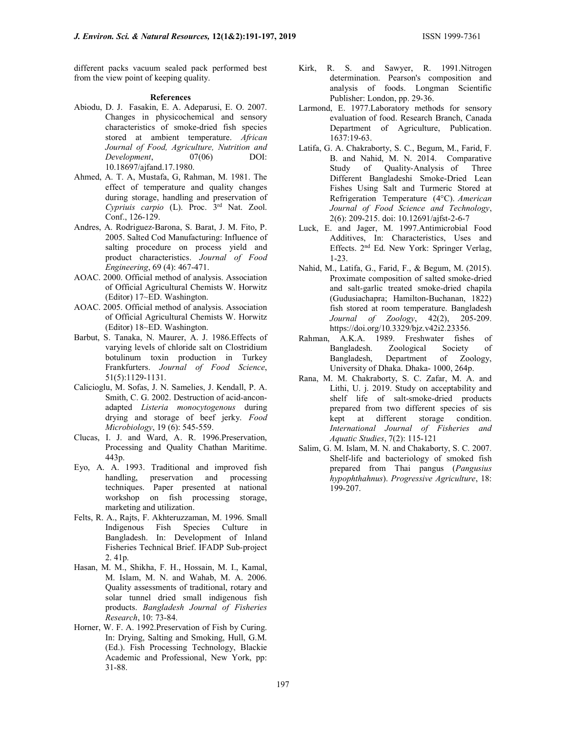different packs vacuum sealed pack performed best from the view point of keeping quality.

## References

Abiodu, D. J. Fasakin, E. A. Adeparusi, E. O. 2007. Changes in physicochemical and sensory characteristics of smoke-dried fish species stored at ambient temperature. *African Journal of Food, Agriculture, Nutrition and Development*, 07(06) DOI: 10.18697/ajfand.17.1980.

Ahmed, A. T. A, Mustafa, G, Rahman, M. 1981. The effect of temperature and quality changes during storage, handling and preservation of *Cypriuis carpio* (L). Proc. 3rd Nat. Zool. Conf., 126-129.

Andres, A. Rodriguez-Barona, S. Barat, J. M. Fito, P. 2005. Salted Cod Manufacturing: Influence of salting procedure on process yield and product characteristics. *Journal of Food Engineering*, 69 (4): 467-471.

AOAC. 2000. Official method of analysis. Association of Official Agricultural Chemists W. Horwitz (Editor) 17~ED. Washington.

AOAC. 2005. Official method of analysis. Association of Official Agricultural Chemists W. Horwitz (Editor) 18~ED. Washington.

Barbut, S. Tanaka, N. Maurer, A. J. 1986.Effects of varying levels of chloride salt on Clostridium botulinum toxin production in Turkey Frankfurters. *Journal of Food Science*, 51(5):1129-1131.

Calicioglu, M. Sofas, J. N. Samelies, J. Kendall, P. A. Smith, C. G. 2002. Destruction of acid-ancon-adapted *Listeria monocytogenous* during drying and storage of beef jerky. *Food Microbiology*, 19 (6): 545-559.

Clucas, I. J. and Ward, A. R. 1996.Preservation, Processing and Quality Chathan Maritime. 443p.

Eyo, A. A. 1993. Traditional and improved fish handling, preservation and processing techniques. Paper presented at national workshop on fish processing storage, marketing and utilization.

Felts, R. A., Rajts, F. Akhteruzzaman, M. 1996. Small Indigenous Fish Species Culture in Bangladesh. In: Development of Inland Fisheries Technical Brief. IFADP Sub-project 2. 41p.

Hasan, M. M., Shikha, F. H., Hossain, M. I., Kamal, M. Islam, M. N. and Wahab, M. A. 2006. Quality assessments of traditional, rotary and solar tunnel dried small indigenous fish products. *Bangladesh Journal of Fisheries Research*, 10: 73-84.

Horner, W. F. A. 1992.Preservation of Fish by Curing. In: Drying, Salting and Smoking, Hull, G.M. (Ed.). Fish Processing Technology, Blackie Academic and Professional, New York, pp: 31-88.

Kirk, R. S. and Sawyer, R. 1991.Nitrogen determination. Pearson's composition and analysis of foods. Longman Scientific Publisher: London, pp. 29-36.

Larmond, E. 1977.Laboratory methods for sensory evaluation of food. Research Branch, Canada Department of Agriculture, Publication. 1637:19-63.

Latifa, G. A. Chakraborty, S. C., Begum, M., Farid, F. B. and Nahid, M. N. 2014. Comparative Study of Quality-Analysis of Three Different Bangladeshi Smoke-Dried Lean Fishes Using Salt and Turmeric Stored at Refrigeration Temperature (4°C). *American Journal of Food Science and Technology*, 2(6): 209-215. doi: 10.12691/ajfst-2-6-7

Luck, E. and Jager, M. 1997.Antimicrobial Food Additives, In: Characteristics, Uses and Effects. 2nd Ed. New York: Springer Verlag, 1-23.

Nahid, M., Latifa, G., Farid, F., & Begum, M. (2015). Proximate composition of salted smoke-dried and salt-garlic treated smoke-dried chapila (Gudusiachapra; Hamilton-Buchanan, 1822) fish stored at room temperature. Bangladesh *Journal of Zoology*, 42(2), 205-209. https://doi.org/10.3329/bjz.v42i2.23356.

Rahman, A.K.A. 1989. Freshwater fishes of Bangladesh. Zoological Society of Bangladesh, Department of Zoology, University of Dhaka. Dhaka- 1000, 264p.

Rana, M. M. Chakraborty, S. C. Zafar, M. A. and Lithi, U. j. 2019. Study on acceptability and shelf life of salt-smoke-dried products prepared from two different species of sis kept at different storage condition. *International Journal of Fisheries and Aquatic Studies*, 7(2): 115-121

Salim, G. M. Islam, M. N. and Chakaborty, S. C. 2007. Shelf-life and bacteriology of smoked fish prepared from Thai pangus (*Pangusius hypophthahnus*). *Progressive Agriculture*, 18: 199-207.